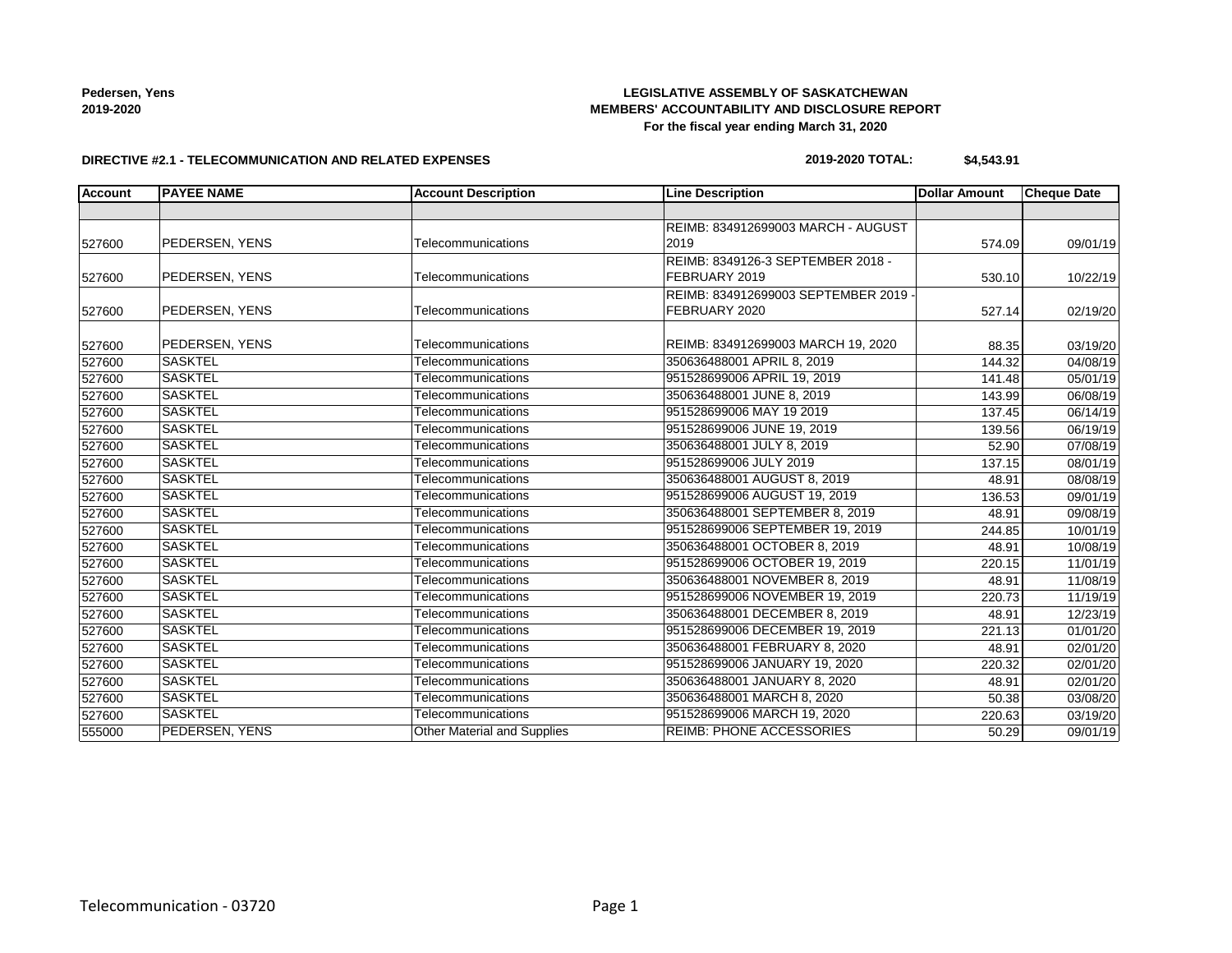**Pedersen, Yens**
**2019-2020**

**LEGISLATIVE ASSEMBLY OF SASKATCHEWAN**
**MEMBERS' ACCOUNTABILITY AND DISCLOSURE REPORT**
**For the fiscal year ending March 31, 2020**

**DIRECTIVE #2.1 - TELECOMMUNICATION AND RELATED EXPENSES**

**2019-2020 TOTAL: $4,543.91**

| Account | PAYEE NAME | Account Description | Line Description | Dollar Amount | Cheque Date |
|---|---|---|---|---|---|
| | | | | | |
| 527600 | PEDERSEN, YENS | Telecommunications | REIMB: 834912699003 MARCH - AUGUST 2019 | 574.09 | 09/01/19 |
| 527600 | PEDERSEN, YENS | Telecommunications | REIMB: 8349126-3 SEPTEMBER 2018 - FEBRUARY 2019 | 530.10 | 10/22/19 |
| 527600 | PEDERSEN, YENS | Telecommunications | REIMB: 834912699003 SEPTEMBER 2019 - FEBRUARY 2020 | 527.14 | 02/19/20 |
| 527600 | PEDERSEN, YENS | Telecommunications | REIMB: 834912699003 MARCH 19, 2020 | 88.35 | 03/19/20 |
| 527600 | SASKTEL | Telecommunications | 350636488001 APRIL 8, 2019 | 144.32 | 04/08/19 |
| 527600 | SASKTEL | Telecommunications | 951528699006 APRIL 19, 2019 | 141.48 | 05/01/19 |
| 527600 | SASKTEL | Telecommunications | 350636488001 JUNE 8, 2019 | 143.99 | 06/08/19 |
| 527600 | SASKTEL | Telecommunications | 951528699006 MAY 19 2019 | 137.45 | 06/14/19 |
| 527600 | SASKTEL | Telecommunications | 951528699006 JUNE 19, 2019 | 139.56 | 06/19/19 |
| 527600 | SASKTEL | Telecommunications | 350636488001 JULY 8, 2019 | 52.90 | 07/08/19 |
| 527600 | SASKTEL | Telecommunications | 951528699006 JULY 2019 | 137.15 | 08/01/19 |
| 527600 | SASKTEL | Telecommunications | 350636488001 AUGUST 8, 2019 | 48.91 | 08/08/19 |
| 527600 | SASKTEL | Telecommunications | 951528699006 AUGUST 19, 2019 | 136.53 | 09/01/19 |
| 527600 | SASKTEL | Telecommunications | 350636488001 SEPTEMBER 8, 2019 | 48.91 | 09/08/19 |
| 527600 | SASKTEL | Telecommunications | 951528699006 SEPTEMBER 19, 2019 | 244.85 | 10/01/19 |
| 527600 | SASKTEL | Telecommunications | 350636488001 OCTOBER 8, 2019 | 48.91 | 10/08/19 |
| 527600 | SASKTEL | Telecommunications | 951528699006 OCTOBER 19, 2019 | 220.15 | 11/01/19 |
| 527600 | SASKTEL | Telecommunications | 350636488001 NOVEMBER 8, 2019 | 48.91 | 11/08/19 |
| 527600 | SASKTEL | Telecommunications | 951528699006 NOVEMBER 19, 2019 | 220.73 | 11/19/19 |
| 527600 | SASKTEL | Telecommunications | 350636488001 DECEMBER 8, 2019 | 48.91 | 12/23/19 |
| 527600 | SASKTEL | Telecommunications | 951528699006 DECEMBER 19, 2019 | 221.13 | 01/01/20 |
| 527600 | SASKTEL | Telecommunications | 350636488001 FEBRUARY 8, 2020 | 48.91 | 02/01/20 |
| 527600 | SASKTEL | Telecommunications | 951528699006 JANUARY 19, 2020 | 220.32 | 02/01/20 |
| 527600 | SASKTEL | Telecommunications | 350636488001 JANUARY 8, 2020 | 48.91 | 02/01/20 |
| 527600 | SASKTEL | Telecommunications | 350636488001 MARCH 8, 2020 | 50.38 | 03/08/20 |
| 527600 | SASKTEL | Telecommunications | 951528699006 MARCH 19, 2020 | 220.63 | 03/19/20 |
| 555000 | PEDERSEN, YENS | Other Material and Supplies | REIMB: PHONE ACCESSORIES | 50.29 | 09/01/19 |

Telecommunication - 03720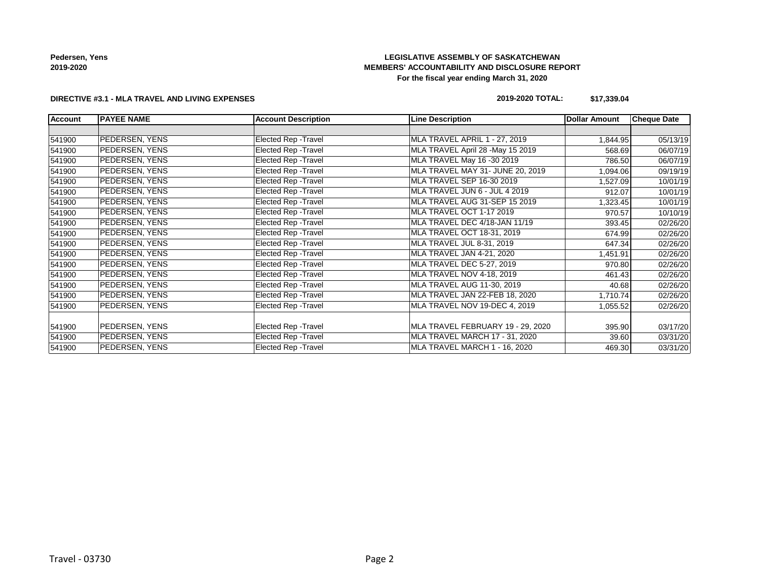**Pedersen, Yens**
**2019-2020**

**LEGISLATIVE ASSEMBLY OF SASKATCHEWAN**
**MEMBERS' ACCOUNTABILITY AND DISCLOSURE REPORT**
**For the fiscal year ending March 31, 2020**

**DIRECTIVE #3.1 - MLA TRAVEL AND LIVING EXPENSES**

**2019-2020 TOTAL: $17,339.04**

| Account | PAYEE NAME | Account Description | Line Description | Dollar Amount | Cheque Date |
|---|---|---|---|---|---|
| | | | | | |
| 541900 | PEDERSEN, YENS | Elected Rep -Travel | MLA TRAVEL APRIL 1 - 27, 2019 | 1,844.95 | 05/13/19 |
| 541900 | PEDERSEN, YENS | Elected Rep -Travel | MLA TRAVEL April 28 -May 15 2019 | 568.69 | 06/07/19 |
| 541900 | PEDERSEN, YENS | Elected Rep -Travel | MLA TRAVEL May 16 -30 2019 | 786.50 | 06/07/19 |
| 541900 | PEDERSEN, YENS | Elected Rep -Travel | MLA TRAVEL MAY 31- JUNE 20, 2019 | 1,094.06 | 09/19/19 |
| 541900 | PEDERSEN, YENS | Elected Rep -Travel | MLA TRAVEL SEP 16-30 2019 | 1,527.09 | 10/01/19 |
| 541900 | PEDERSEN, YENS | Elected Rep -Travel | MLA TRAVEL JUN 6 - JUL 4 2019 | 912.07 | 10/01/19 |
| 541900 | PEDERSEN, YENS | Elected Rep -Travel | MLA TRAVEL AUG 31-SEP 15 2019 | 1,323.45 | 10/01/19 |
| 541900 | PEDERSEN, YENS | Elected Rep -Travel | MLA TRAVEL OCT 1-17 2019 | 970.57 | 10/10/19 |
| 541900 | PEDERSEN, YENS | Elected Rep -Travel | MLA TRAVEL DEC 4/18-JAN 11/19 | 393.45 | 02/26/20 |
| 541900 | PEDERSEN, YENS | Elected Rep -Travel | MLA TRAVEL OCT 18-31, 2019 | 674.99 | 02/26/20 |
| 541900 | PEDERSEN, YENS | Elected Rep -Travel | MLA TRAVEL JUL 8-31, 2019 | 647.34 | 02/26/20 |
| 541900 | PEDERSEN, YENS | Elected Rep -Travel | MLA TRAVEL JAN 4-21, 2020 | 1,451.91 | 02/26/20 |
| 541900 | PEDERSEN, YENS | Elected Rep -Travel | MLA TRAVEL DEC 5-27, 2019 | 970.80 | 02/26/20 |
| 541900 | PEDERSEN, YENS | Elected Rep -Travel | MLA TRAVEL NOV 4-18, 2019 | 461.43 | 02/26/20 |
| 541900 | PEDERSEN, YENS | Elected Rep -Travel | MLA TRAVEL AUG 11-30, 2019 | 40.68 | 02/26/20 |
| 541900 | PEDERSEN, YENS | Elected Rep -Travel | MLA TRAVEL JAN 22-FEB 18, 2020 | 1,710.74 | 02/26/20 |
| 541900 | PEDERSEN, YENS | Elected Rep -Travel | MLA TRAVEL NOV 19-DEC 4, 2019 | 1,055.52 | 02/26/20 |
| 541900 | PEDERSEN, YENS | Elected Rep -Travel | MLA TRAVEL FEBRUARY 19 - 29, 2020 | 395.90 | 03/17/20 |
| 541900 | PEDERSEN, YENS | Elected Rep -Travel | MLA TRAVEL MARCH 17 - 31, 2020 | 39.60 | 03/31/20 |
| 541900 | PEDERSEN, YENS | Elected Rep -Travel | MLA TRAVEL MARCH 1 - 16, 2020 | 469.30 | 03/31/20 |

Travel - 03730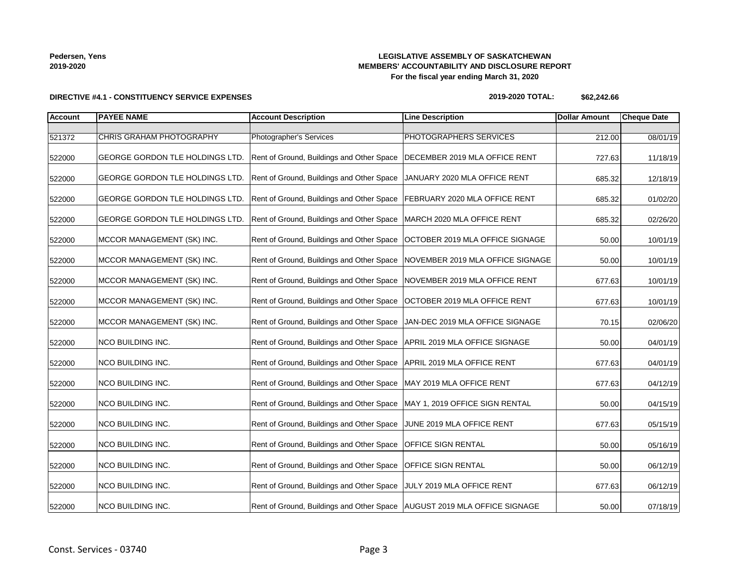**Pedersen, Yens**
**2019-2020**

**LEGISLATIVE ASSEMBLY OF SASKATCHEWAN**
**MEMBERS' ACCOUNTABILITY AND DISCLOSURE REPORT**
**For the fiscal year ending March 31, 2020**

**DIRECTIVE #4.1 - CONSTITUENCY SERVICE EXPENSES**

**2019-2020 TOTAL: $62,242.66**

| Account | PAYEE NAME | Account Description | Line Description | Dollar Amount | Cheque Date |
|---|---|---|---|---|---|
| | | | | | |
| 521372 | CHRIS GRAHAM PHOTOGRAPHY | Photographer's Services | PHOTOGRAPHERS SERVICES | 212.00 | 08/01/19 |
| 522000 | GEORGE GORDON TLE HOLDINGS LTD. | Rent of Ground, Buildings and Other Space | DECEMBER 2019 MLA OFFICE RENT | 727.63 | 11/18/19 |
| 522000 | GEORGE GORDON TLE HOLDINGS LTD. | Rent of Ground, Buildings and Other Space | JANUARY 2020 MLA OFFICE RENT | 685.32 | 12/18/19 |
| 522000 | GEORGE GORDON TLE HOLDINGS LTD. | Rent of Ground, Buildings and Other Space | FEBRUARY 2020 MLA OFFICE RENT | 685.32 | 01/02/20 |
| 522000 | GEORGE GORDON TLE HOLDINGS LTD. | Rent of Ground, Buildings and Other Space | MARCH 2020 MLA OFFICE RENT | 685.32 | 02/26/20 |
| 522000 | MCCOR MANAGEMENT (SK) INC. | Rent of Ground, Buildings and Other Space | OCTOBER 2019 MLA OFFICE SIGNAGE | 50.00 | 10/01/19 |
| 522000 | MCCOR MANAGEMENT (SK) INC. | Rent of Ground, Buildings and Other Space | NOVEMBER 2019 MLA OFFICE SIGNAGE | 50.00 | 10/01/19 |
| 522000 | MCCOR MANAGEMENT (SK) INC. | Rent of Ground, Buildings and Other Space | NOVEMBER 2019 MLA OFFICE RENT | 677.63 | 10/01/19 |
| 522000 | MCCOR MANAGEMENT (SK) INC. | Rent of Ground, Buildings and Other Space | OCTOBER 2019 MLA OFFICE RENT | 677.63 | 10/01/19 |
| 522000 | MCCOR MANAGEMENT (SK) INC. | Rent of Ground, Buildings and Other Space | JAN-DEC 2019 MLA OFFICE SIGNAGE | 70.15 | 02/06/20 |
| 522000 | NCO BUILDING INC. | Rent of Ground, Buildings and Other Space | APRIL 2019 MLA OFFICE SIGNAGE | 50.00 | 04/01/19 |
| 522000 | NCO BUILDING INC. | Rent of Ground, Buildings and Other Space | APRIL 2019 MLA OFFICE RENT | 677.63 | 04/01/19 |
| 522000 | NCO BUILDING INC. | Rent of Ground, Buildings and Other Space | MAY 2019 MLA OFFICE RENT | 677.63 | 04/12/19 |
| 522000 | NCO BUILDING INC. | Rent of Ground, Buildings and Other Space | MAY 1, 2019 OFFICE SIGN RENTAL | 50.00 | 04/15/19 |
| 522000 | NCO BUILDING INC. | Rent of Ground, Buildings and Other Space | JUNE 2019 MLA OFFICE RENT | 677.63 | 05/15/19 |
| 522000 | NCO BUILDING INC. | Rent of Ground, Buildings and Other Space | OFFICE SIGN RENTAL | 50.00 | 05/16/19 |
| 522000 | NCO BUILDING INC. | Rent of Ground, Buildings and Other Space | OFFICE SIGN RENTAL | 50.00 | 06/12/19 |
| 522000 | NCO BUILDING INC. | Rent of Ground, Buildings and Other Space | JULY 2019 MLA OFFICE RENT | 677.63 | 06/12/19 |
| 522000 | NCO BUILDING INC. | Rent of Ground, Buildings and Other Space | AUGUST 2019 MLA OFFICE SIGNAGE | 50.00 | 07/18/19 |

Const. Services - 03740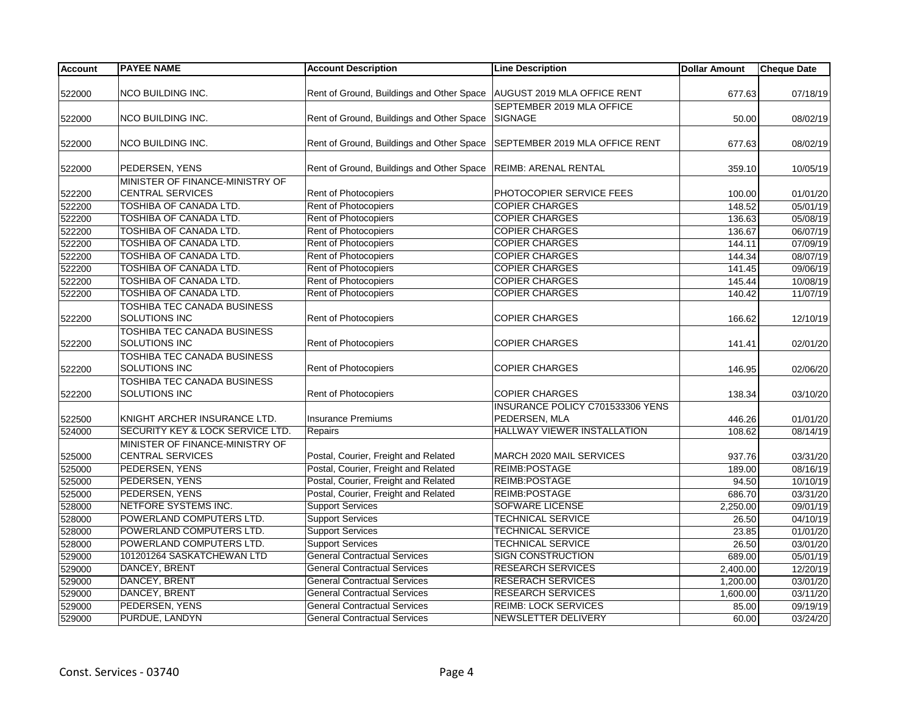| Account | PAYEE NAME | Account Description | Line Description | Dollar Amount | Cheque Date |
|---|---|---|---|---|---|
| 522000 | NCO BUILDING INC. | Rent of Ground, Buildings and Other Space | AUGUST 2019 MLA OFFICE RENT | 677.63 | 07/18/19 |
| 522000 | NCO BUILDING INC. | Rent of Ground, Buildings and Other Space | SEPTEMBER 2019 MLA OFFICE SIGNAGE | 50.00 | 08/02/19 |
| 522000 | NCO BUILDING INC. | Rent of Ground, Buildings and Other Space | SEPTEMBER 2019 MLA OFFICE RENT | 677.63 | 08/02/19 |
| 522000 | PEDERSEN, YENS | Rent of Ground, Buildings and Other Space | REIMB: ARENAL RENTAL | 359.10 | 10/05/19 |
| 522200 | MINISTER OF FINANCE-MINISTRY OF CENTRAL SERVICES | Rent of Photocopiers | PHOTOCOPIER SERVICE FEES | 100.00 | 01/01/20 |
| 522200 | TOSHIBA OF CANADA LTD. | Rent of Photocopiers | COPIER CHARGES | 148.52 | 05/01/19 |
| 522200 | TOSHIBA OF CANADA LTD. | Rent of Photocopiers | COPIER CHARGES | 136.63 | 05/08/19 |
| 522200 | TOSHIBA OF CANADA LTD. | Rent of Photocopiers | COPIER CHARGES | 136.67 | 06/07/19 |
| 522200 | TOSHIBA OF CANADA LTD. | Rent of Photocopiers | COPIER CHARGES | 144.11 | 07/09/19 |
| 522200 | TOSHIBA OF CANADA LTD. | Rent of Photocopiers | COPIER CHARGES | 144.34 | 08/07/19 |
| 522200 | TOSHIBA OF CANADA LTD. | Rent of Photocopiers | COPIER CHARGES | 141.45 | 09/06/19 |
| 522200 | TOSHIBA OF CANADA LTD. | Rent of Photocopiers | COPIER CHARGES | 145.44 | 10/08/19 |
| 522200 | TOSHIBA OF CANADA LTD. | Rent of Photocopiers | COPIER CHARGES | 140.42 | 11/07/19 |
| 522200 | TOSHIBA TEC CANADA BUSINESS SOLUTIONS INC | Rent of Photocopiers | COPIER CHARGES | 166.62 | 12/10/19 |
| 522200 | TOSHIBA TEC CANADA BUSINESS SOLUTIONS INC | Rent of Photocopiers | COPIER CHARGES | 141.41 | 02/01/20 |
| 522200 | TOSHIBA TEC CANADA BUSINESS SOLUTIONS INC | Rent of Photocopiers | COPIER CHARGES | 146.95 | 02/06/20 |
| 522200 | TOSHIBA TEC CANADA BUSINESS SOLUTIONS INC | Rent of Photocopiers | COPIER CHARGES | 138.34 | 03/10/20 |
| 522500 | KNIGHT ARCHER INSURANCE LTD. | Insurance Premiums | INSURANCE POLICY C701533306 YENS PEDERSEN, MLA | 446.26 | 01/01/20 |
| 524000 | SECURITY KEY & LOCK SERVICE LTD. | Repairs | HALLWAY VIEWER INSTALLATION | 108.62 | 08/14/19 |
| 525000 | MINISTER OF FINANCE-MINISTRY OF CENTRAL SERVICES | Postal, Courier, Freight and Related | MARCH 2020 MAIL SERVICES | 937.76 | 03/31/20 |
| 525000 | PEDERSEN, YENS | Postal, Courier, Freight and Related | REIMB:POSTAGE | 189.00 | 08/16/19 |
| 525000 | PEDERSEN, YENS | Postal, Courier, Freight and Related | REIMB:POSTAGE | 94.50 | 10/10/19 |
| 525000 | PEDERSEN, YENS | Postal, Courier, Freight and Related | REIMB:POSTAGE | 686.70 | 03/31/20 |
| 528000 | NETFORE SYSTEMS INC. | Support Services | SOFWARE LICENSE | 2,250.00 | 09/01/19 |
| 528000 | POWERLAND COMPUTERS LTD. | Support Services | TECHNICAL SERVICE | 26.50 | 04/10/19 |
| 528000 | POWERLAND COMPUTERS LTD. | Support Services | TECHNICAL SERVICE | 23.85 | 01/01/20 |
| 528000 | POWERLAND COMPUTERS LTD. | Support Services | TECHNICAL SERVICE | 26.50 | 03/01/20 |
| 529000 | 101201264 SASKATCHEWAN LTD | General Contractual Services | SIGN CONSTRUCTION | 689.00 | 05/01/19 |
| 529000 | DANCEY, BRENT | General Contractual Services | RESEARCH SERVICES | 2,400.00 | 12/20/19 |
| 529000 | DANCEY, BRENT | General Contractual Services | RESERACH SERVICES | 1,200.00 | 03/01/20 |
| 529000 | DANCEY, BRENT | General Contractual Services | RESEARCH SERVICES | 1,600.00 | 03/11/20 |
| 529000 | PEDERSEN, YENS | General Contractual Services | REIMB: LOCK SERVICES | 85.00 | 09/19/19 |
| 529000 | PURDUE, LANDYN | General Contractual Services | NEWSLETTER DELIVERY | 60.00 | 03/24/20 |

Const. Services - 03740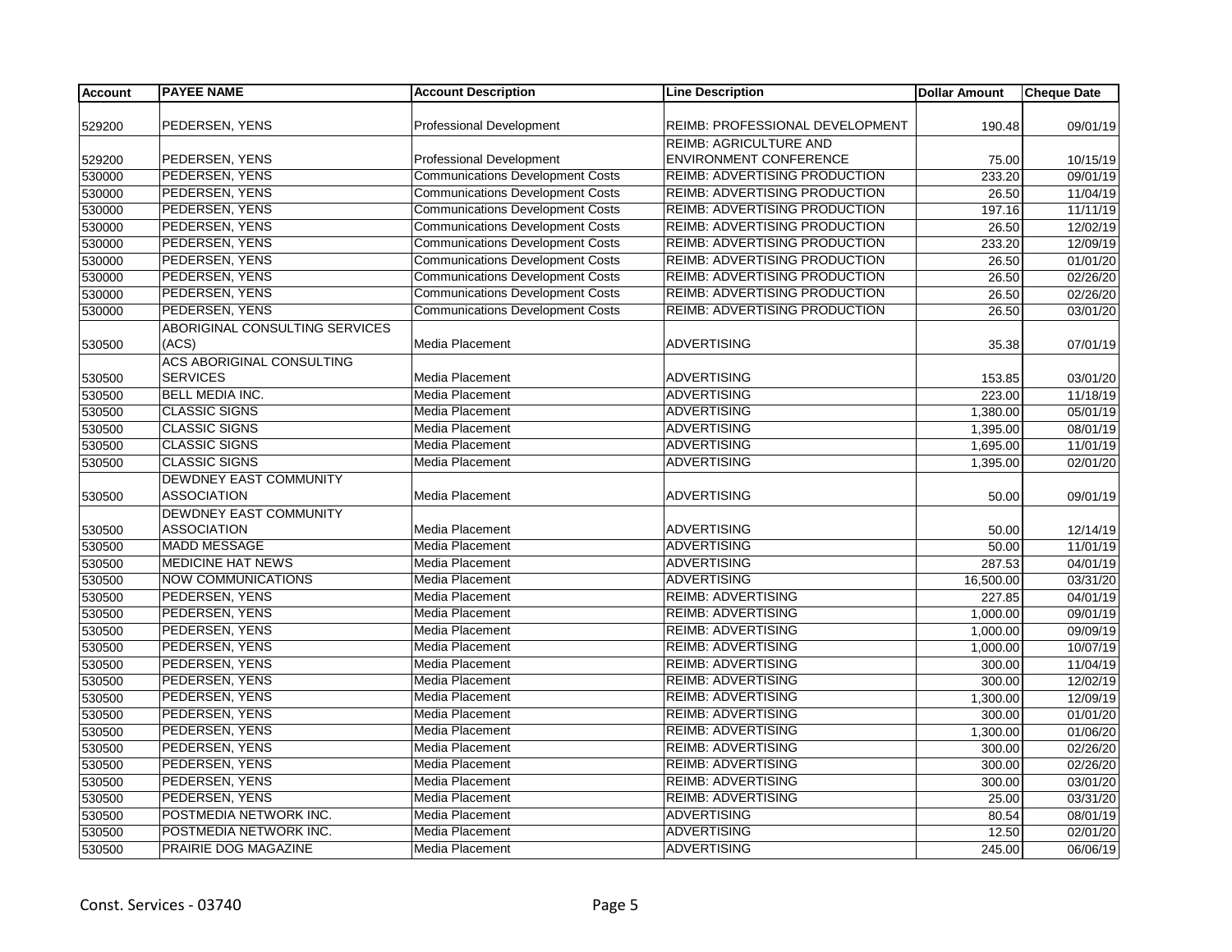| Account | PAYEE NAME | Account Description | Line Description | Dollar Amount | Cheque Date |
|---|---|---|---|---|---|
| 529200 | PEDERSEN, YENS | Professional Development | REIMB: PROFESSIONAL DEVELOPMENT | 190.48 | 09/01/19 |
| 529200 | PEDERSEN, YENS | Professional Development | REIMB: AGRICULTURE AND ENVIRONMENT CONFERENCE | 75.00 | 10/15/19 |
| 530000 | PEDERSEN, YENS | Communications Development Costs | REIMB: ADVERTISING PRODUCTION | 233.20 | 09/01/19 |
| 530000 | PEDERSEN, YENS | Communications Development Costs | REIMB: ADVERTISING PRODUCTION | 26.50 | 11/04/19 |
| 530000 | PEDERSEN, YENS | Communications Development Costs | REIMB: ADVERTISING PRODUCTION | 197.16 | 11/11/19 |
| 530000 | PEDERSEN, YENS | Communications Development Costs | REIMB: ADVERTISING PRODUCTION | 26.50 | 12/02/19 |
| 530000 | PEDERSEN, YENS | Communications Development Costs | REIMB: ADVERTISING PRODUCTION | 233.20 | 12/09/19 |
| 530000 | PEDERSEN, YENS | Communications Development Costs | REIMB: ADVERTISING PRODUCTION | 26.50 | 01/01/20 |
| 530000 | PEDERSEN, YENS | Communications Development Costs | REIMB: ADVERTISING PRODUCTION | 26.50 | 02/26/20 |
| 530000 | PEDERSEN, YENS | Communications Development Costs | REIMB: ADVERTISING PRODUCTION | 26.50 | 02/26/20 |
| 530000 | PEDERSEN, YENS | Communications Development Costs | REIMB: ADVERTISING PRODUCTION | 26.50 | 03/01/20 |
| 530500 | ABORIGINAL CONSULTING SERVICES (ACS) | Media Placement | ADVERTISING | 35.38 | 07/01/19 |
| 530500 | ACS ABORIGINAL CONSULTING SERVICES | Media Placement | ADVERTISING | 153.85 | 03/01/20 |
| 530500 | BELL MEDIA INC. | Media Placement | ADVERTISING | 223.00 | 11/18/19 |
| 530500 | CLASSIC SIGNS | Media Placement | ADVERTISING | 1,380.00 | 05/01/19 |
| 530500 | CLASSIC SIGNS | Media Placement | ADVERTISING | 1,395.00 | 08/01/19 |
| 530500 | CLASSIC SIGNS | Media Placement | ADVERTISING | 1,695.00 | 11/01/19 |
| 530500 | CLASSIC SIGNS | Media Placement | ADVERTISING | 1,395.00 | 02/01/20 |
| 530500 | DEWDNEY EAST COMMUNITY ASSOCIATION | Media Placement | ADVERTISING | 50.00 | 09/01/19 |
| 530500 | DEWDNEY EAST COMMUNITY ASSOCIATION | Media Placement | ADVERTISING | 50.00 | 12/14/19 |
| 530500 | MADD MESSAGE | Media Placement | ADVERTISING | 50.00 | 11/01/19 |
| 530500 | MEDICINE HAT NEWS | Media Placement | ADVERTISING | 287.53 | 04/01/19 |
| 530500 | NOW COMMUNICATIONS | Media Placement | ADVERTISING | 16,500.00 | 03/31/20 |
| 530500 | PEDERSEN, YENS | Media Placement | REIMB: ADVERTISING | 227.85 | 04/01/19 |
| 530500 | PEDERSEN, YENS | Media Placement | REIMB: ADVERTISING | 1,000.00 | 09/01/19 |
| 530500 | PEDERSEN, YENS | Media Placement | REIMB: ADVERTISING | 1,000.00 | 09/09/19 |
| 530500 | PEDERSEN, YENS | Media Placement | REIMB: ADVERTISING | 1,000.00 | 10/07/19 |
| 530500 | PEDERSEN, YENS | Media Placement | REIMB: ADVERTISING | 300.00 | 11/04/19 |
| 530500 | PEDERSEN, YENS | Media Placement | REIMB: ADVERTISING | 300.00 | 12/02/19 |
| 530500 | PEDERSEN, YENS | Media Placement | REIMB: ADVERTISING | 1,300.00 | 12/09/19 |
| 530500 | PEDERSEN, YENS | Media Placement | REIMB: ADVERTISING | 300.00 | 01/01/20 |
| 530500 | PEDERSEN, YENS | Media Placement | REIMB: ADVERTISING | 1,300.00 | 01/06/20 |
| 530500 | PEDERSEN, YENS | Media Placement | REIMB: ADVERTISING | 300.00 | 02/26/20 |
| 530500 | PEDERSEN, YENS | Media Placement | REIMB: ADVERTISING | 300.00 | 02/26/20 |
| 530500 | PEDERSEN, YENS | Media Placement | REIMB: ADVERTISING | 300.00 | 03/01/20 |
| 530500 | PEDERSEN, YENS | Media Placement | REIMB: ADVERTISING | 25.00 | 03/31/20 |
| 530500 | POSTMEDIA NETWORK INC. | Media Placement | ADVERTISING | 80.54 | 08/01/19 |
| 530500 | POSTMEDIA NETWORK INC. | Media Placement | ADVERTISING | 12.50 | 02/01/20 |
| 530500 | PRAIRIE DOG MAGAZINE | Media Placement | ADVERTISING | 245.00 | 06/06/19 |

Const. Services - 03740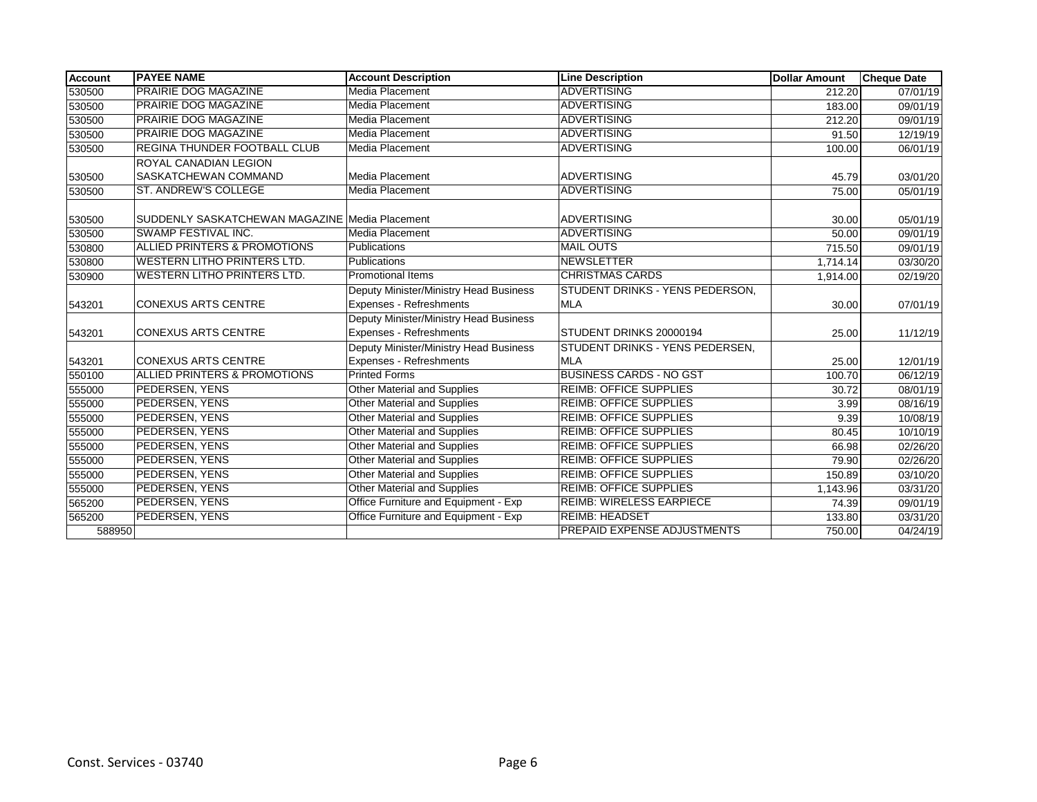| Account | PAYEE NAME | Account Description | Line Description | Dollar Amount | Cheque Date |
|---|---|---|---|---|---|
| 530500 | PRAIRIE DOG MAGAZINE | Media Placement | ADVERTISING | 212.20 | 07/01/19 |
| 530500 | PRAIRIE DOG MAGAZINE | Media Placement | ADVERTISING | 183.00 | 09/01/19 |
| 530500 | PRAIRIE DOG MAGAZINE | Media Placement | ADVERTISING | 212.20 | 09/01/19 |
| 530500 | PRAIRIE DOG MAGAZINE | Media Placement | ADVERTISING | 91.50 | 12/19/19 |
| 530500 | REGINA THUNDER FOOTBALL CLUB | Media Placement | ADVERTISING | 100.00 | 06/01/19 |
| 530500 | ROYAL CANADIAN LEGION SASKATCHEWAN COMMAND | Media Placement | ADVERTISING | 45.79 | 03/01/20 |
| 530500 | ST. ANDREW'S COLLEGE | Media Placement | ADVERTISING | 75.00 | 05/01/19 |
| 530500 | SUDDENLY SASKATCHEWAN MAGAZINE | Media Placement | ADVERTISING | 30.00 | 05/01/19 |
| 530500 | SWAMP FESTIVAL INC. | Media Placement | ADVERTISING | 50.00 | 09/01/19 |
| 530800 | ALLIED PRINTERS & PROMOTIONS | Publications | MAIL OUTS | 715.50 | 09/01/19 |
| 530800 | WESTERN LITHO PRINTERS LTD. | Publications | NEWSLETTER | 1,714.14 | 03/30/20 |
| 530900 | WESTERN LITHO PRINTERS LTD. | Promotional Items | CHRISTMAS CARDS | 1,914.00 | 02/19/20 |
| 543201 | CONEXUS ARTS CENTRE | Deputy Minister/Ministry Head Business Expenses - Refreshments | STUDENT DRINKS - YENS PEDERSON, MLA | 30.00 | 07/01/19 |
| 543201 | CONEXUS ARTS CENTRE | Deputy Minister/Ministry Head Business Expenses - Refreshments | STUDENT DRINKS 20000194 | 25.00 | 11/12/19 |
| 543201 | CONEXUS ARTS CENTRE | Deputy Minister/Ministry Head Business Expenses - Refreshments | STUDENT DRINKS - YENS PEDERSEN, MLA | 25.00 | 12/01/19 |
| 550100 | ALLIED PRINTERS & PROMOTIONS | Printed Forms | BUSINESS CARDS - NO GST | 100.70 | 06/12/19 |
| 555000 | PEDERSEN, YENS | Other Material and Supplies | REIMB: OFFICE SUPPLIES | 30.72 | 08/01/19 |
| 555000 | PEDERSEN, YENS | Other Material and Supplies | REIMB: OFFICE SUPPLIES | 3.99 | 08/16/19 |
| 555000 | PEDERSEN, YENS | Other Material and Supplies | REIMB: OFFICE SUPPLIES | 9.39 | 10/08/19 |
| 555000 | PEDERSEN, YENS | Other Material and Supplies | REIMB: OFFICE SUPPLIES | 80.45 | 10/10/19 |
| 555000 | PEDERSEN, YENS | Other Material and Supplies | REIMB: OFFICE SUPPLIES | 66.98 | 02/26/20 |
| 555000 | PEDERSEN, YENS | Other Material and Supplies | REIMB: OFFICE SUPPLIES | 79.90 | 02/26/20 |
| 555000 | PEDERSEN, YENS | Other Material and Supplies | REIMB: OFFICE SUPPLIES | 150.89 | 03/10/20 |
| 555000 | PEDERSEN, YENS | Other Material and Supplies | REIMB: OFFICE SUPPLIES | 1,143.96 | 03/31/20 |
| 565200 | PEDERSEN, YENS | Office Furniture and Equipment - Exp | REIMB: WIRELESS EARPIECE | 74.39 | 09/01/19 |
| 565200 | PEDERSEN, YENS | Office Furniture and Equipment - Exp | REIMB: HEADSET | 133.80 | 03/31/20 |
| 588950 | | | PREPAID EXPENSE ADJUSTMENTS | 750.00 | 04/24/19 |

Const. Services - 03740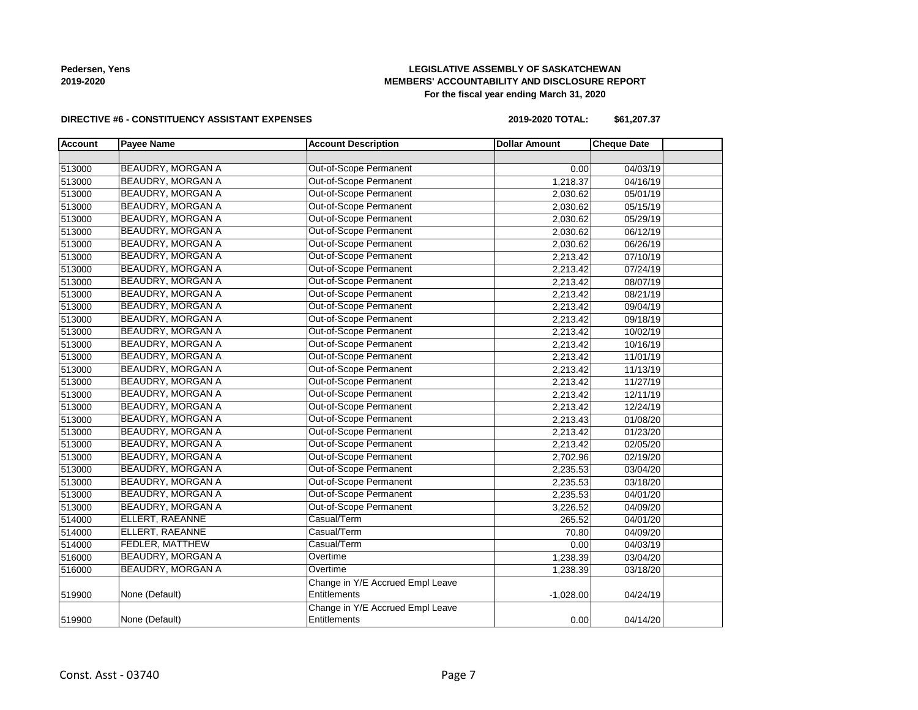**LEGISLATIVE ASSEMBLY OF SASKATCHEWAN**
**MEMBERS' ACCOUNTABILITY AND DISCLOSURE REPORT**
**For the fiscal year ending March 31, 2020**

**Pedersen, Yens**
**2019-2020**

**DIRECTIVE #6 - CONSTITUENCY ASSISTANT EXPENSES**

**2019-2020 TOTAL: $61,207.37**

| Account | Payee Name | Account Description | Dollar Amount | Cheque Date | |
|---|---|---|---|---|---|
| | | | | | |
| 513000 | BEAUDRY, MORGAN A | Out-of-Scope Permanent | 0.00 | 04/03/19 | |
| 513000 | BEAUDRY, MORGAN A | Out-of-Scope Permanent | 1,218.37 | 04/16/19 | |
| 513000 | BEAUDRY, MORGAN A | Out-of-Scope Permanent | 2,030.62 | 05/01/19 | |
| 513000 | BEAUDRY, MORGAN A | Out-of-Scope Permanent | 2,030.62 | 05/15/19 | |
| 513000 | BEAUDRY, MORGAN A | Out-of-Scope Permanent | 2,030.62 | 05/29/19 | |
| 513000 | BEAUDRY, MORGAN A | Out-of-Scope Permanent | 2,030.62 | 06/12/19 | |
| 513000 | BEAUDRY, MORGAN A | Out-of-Scope Permanent | 2,030.62 | 06/26/19 | |
| 513000 | BEAUDRY, MORGAN A | Out-of-Scope Permanent | 2,213.42 | 07/10/19 | |
| 513000 | BEAUDRY, MORGAN A | Out-of-Scope Permanent | 2,213.42 | 07/24/19 | |
| 513000 | BEAUDRY, MORGAN A | Out-of-Scope Permanent | 2,213.42 | 08/07/19 | |
| 513000 | BEAUDRY, MORGAN A | Out-of-Scope Permanent | 2,213.42 | 08/21/19 | |
| 513000 | BEAUDRY, MORGAN A | Out-of-Scope Permanent | 2,213.42 | 09/04/19 | |
| 513000 | BEAUDRY, MORGAN A | Out-of-Scope Permanent | 2,213.42 | 09/18/19 | |
| 513000 | BEAUDRY, MORGAN A | Out-of-Scope Permanent | 2,213.42 | 10/02/19 | |
| 513000 | BEAUDRY, MORGAN A | Out-of-Scope Permanent | 2,213.42 | 10/16/19 | |
| 513000 | BEAUDRY, MORGAN A | Out-of-Scope Permanent | 2,213.42 | 11/01/19 | |
| 513000 | BEAUDRY, MORGAN A | Out-of-Scope Permanent | 2,213.42 | 11/13/19 | |
| 513000 | BEAUDRY, MORGAN A | Out-of-Scope Permanent | 2,213.42 | 11/27/19 | |
| 513000 | BEAUDRY, MORGAN A | Out-of-Scope Permanent | 2,213.42 | 12/11/19 | |
| 513000 | BEAUDRY, MORGAN A | Out-of-Scope Permanent | 2,213.42 | 12/24/19 | |
| 513000 | BEAUDRY, MORGAN A | Out-of-Scope Permanent | 2,213.43 | 01/08/20 | |
| 513000 | BEAUDRY, MORGAN A | Out-of-Scope Permanent | 2,213.42 | 01/23/20 | |
| 513000 | BEAUDRY, MORGAN A | Out-of-Scope Permanent | 2,213.42 | 02/05/20 | |
| 513000 | BEAUDRY, MORGAN A | Out-of-Scope Permanent | 2,702.96 | 02/19/20 | |
| 513000 | BEAUDRY, MORGAN A | Out-of-Scope Permanent | 2,235.53 | 03/04/20 | |
| 513000 | BEAUDRY, MORGAN A | Out-of-Scope Permanent | 2,235.53 | 03/18/20 | |
| 513000 | BEAUDRY, MORGAN A | Out-of-Scope Permanent | 2,235.53 | 04/01/20 | |
| 513000 | BEAUDRY, MORGAN A | Out-of-Scope Permanent | 3,226.52 | 04/09/20 | |
| 514000 | ELLERT, RAEANNE | Casual/Term | 265.52 | 04/01/20 | |
| 514000 | ELLERT, RAEANNE | Casual/Term | 70.80 | 04/09/20 | |
| 514000 | FEDLER, MATTHEW | Casual/Term | 0.00 | 04/03/19 | |
| 516000 | BEAUDRY, MORGAN A | Overtime | 1,238.39 | 03/04/20 | |
| 516000 | BEAUDRY, MORGAN A | Overtime | 1,238.39 | 03/18/20 | |
| 519900 | None (Default) | Change in Y/E Accrued Empl Leave Entitlements | -1,028.00 | 04/24/19 | |
| 519900 | None (Default) | Change in Y/E Accrued Empl Leave Entitlements | 0.00 | 04/14/20 | |

Const. Asst - 03740